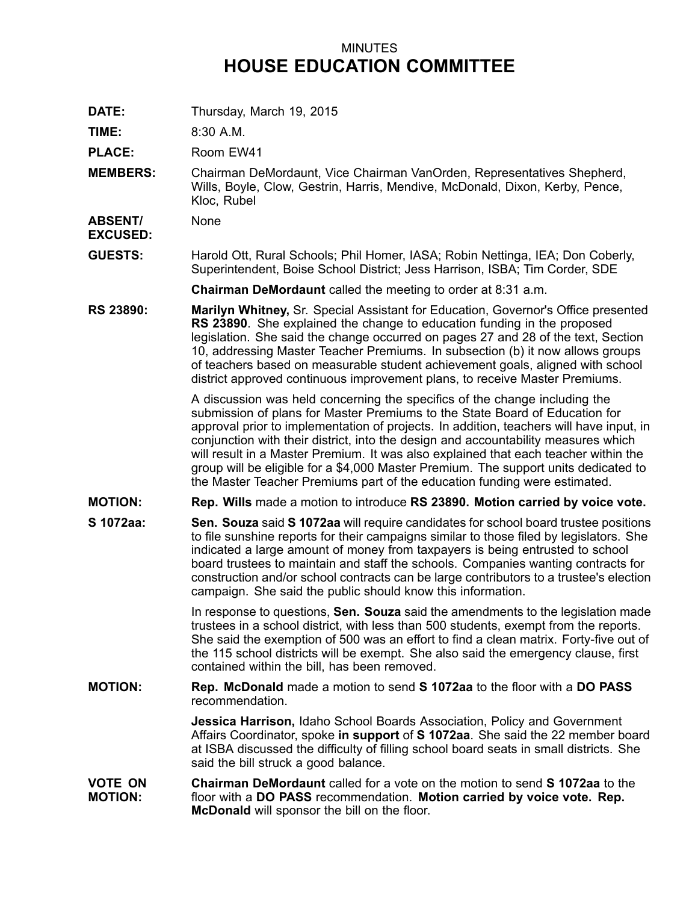# MINUTES

# HOUSE EDUCATION COMMITTEE

**DATE:** Thursday, March 19, 2015

**TIME:** 8:30 A.M.

**PLACE:** Room EW41

**MEMBERS:** Chairman DeMordaunt, Vice Chairman VanOrden, Representatives Shepherd, Wills, Boyle, Clow, Gestrin, Harris, Mendive, McDonald, Dixon, Kerby, Pence, Kloc, Rubel

**ABSENT/ EXCUSED:** None

**GUESTS:** Harold Ott, Rural Schools; Phil Homer, IASA; Robin Nettinga, IEA; Don Coberly, Superintendent, Boise School District; Jess Harrison, ISBA; Tim Corder, SDE

**Chairman DeMordaunt** called the meeting to order at 8:31 a.m.

**RS 23890:** **Marilyn Whitney,** Sr. Special Assistant for Education, Governor's Office presented **RS 23890**. She explained the change to education funding in the proposed legislation. She said the change occurred on pages 27 and 28 of the text, Section 10, addressing Master Teacher Premiums. In subsection (b) it now allows groups of teachers based on measurable student achievement goals, aligned with school district approved continuous improvement plans, to receive Master Premiums.

A discussion was held concerning the specifics of the change including the submission of plans for Master Premiums to the State Board of Education for approval prior to implementation of projects. In addition, teachers will have input, in conjunction with their district, into the design and accountability measures which will result in a Master Premium. It was also explained that each teacher within the group will be eligible for a $4,000 Master Premium. The support units dedicated to the Master Teacher Premiums part of the education funding were estimated.

**MOTION:** **Rep. Wills** made a motion to introduce **RS 23890. Motion carried by voice vote.**

**S 1072aa:** **Sen. Souza** said **S 1072aa** will require candidates for school board trustee positions to file sunshine reports for their campaigns similar to those filed by legislators. She indicated a large amount of money from taxpayers is being entrusted to school board trustees to maintain and staff the schools. Companies wanting contracts for construction and/or school contracts can be large contributors to a trustee's election campaign. She said the public should know this information.

In response to questions, **Sen. Souza** said the amendments to the legislation made trustees in a school district, with less than 500 students, exempt from the reports. She said the exemption of 500 was an effort to find a clean matrix. Forty-five out of the 115 school districts will be exempt. She also said the emergency clause, first contained within the bill, has been removed.

**MOTION:** **Rep. McDonald** made a motion to send **S 1072aa** to the floor with a **DO PASS** recommendation.

**Jessica Harrison,** Idaho School Boards Association, Policy and Government Affairs Coordinator, spoke **in support** of **S 1072aa**. She said the 22 member board at ISBA discussed the difficulty of filling school board seats in small districts. She said the bill struck a good balance.

**VOTE ON MOTION:** **Chairman DeMordaunt** called for a vote on the motion to send **S 1072aa** to the floor with a **DO PASS** recommendation. **Motion carried by voice vote. Rep. McDonald** will sponsor the bill on the floor.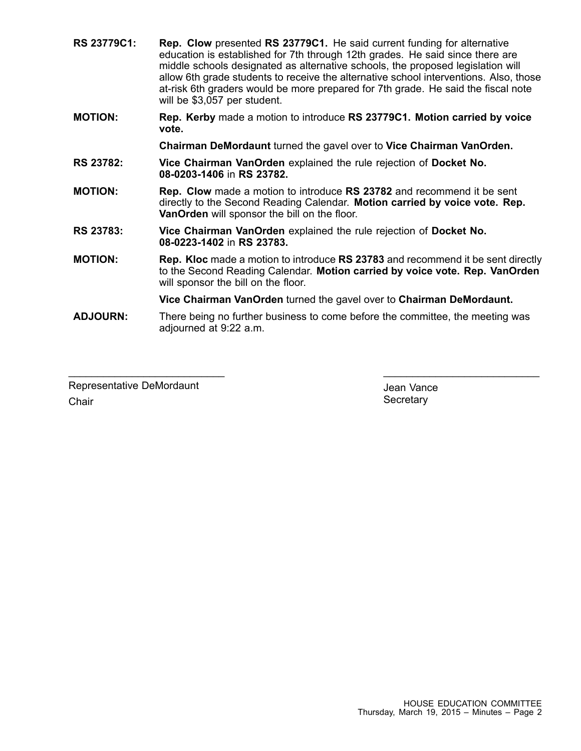**RS 23779C1:** **Rep. Clow** presented **RS 23779C1.** He said current funding for alternative education is established for 7th through 12th grades. He said since there are middle schools designated as alternative schools, the proposed legislation will allow 6th grade students to receive the alternative school interventions. Also, those at-risk 6th graders would be more prepared for 7th grade. He said the fiscal note will be $3,057 per student.

**MOTION:** **Rep. Kerby** made a motion to introduce **RS 23779C1. Motion carried by voice vote.**

**Chairman DeMordaunt** turned the gavel over to **Vice Chairman VanOrden.**

**RS 23782:** **Vice Chairman VanOrden** explained the rule rejection of **Docket No. 08-0203-1406** in **RS 23782.**

**MOTION:** **Rep. Clow** made a motion to introduce **RS 23782** and recommend it be sent directly to the Second Reading Calendar. **Motion carried by voice vote. Rep. VanOrden** will sponsor the bill on the floor.

**RS 23783:** **Vice Chairman VanOrden** explained the rule rejection of **Docket No. 08-0223-1402** in **RS 23783.**

**MOTION:** **Rep. Kloc** made a motion to introduce **RS 23783** and recommend it be sent directly to the Second Reading Calendar. **Motion carried by voice vote. Rep. VanOrden** will sponsor the bill on the floor.

**Vice Chairman VanOrden** turned the gavel over to **Chairman DeMordaunt.**

**ADJOURN:** There being no further business to come before the committee, the meeting was adjourned at 9:22 a.m.

___________________________
Representative DeMordaunt
Chair

___________________________
Jean Vance
Secretary